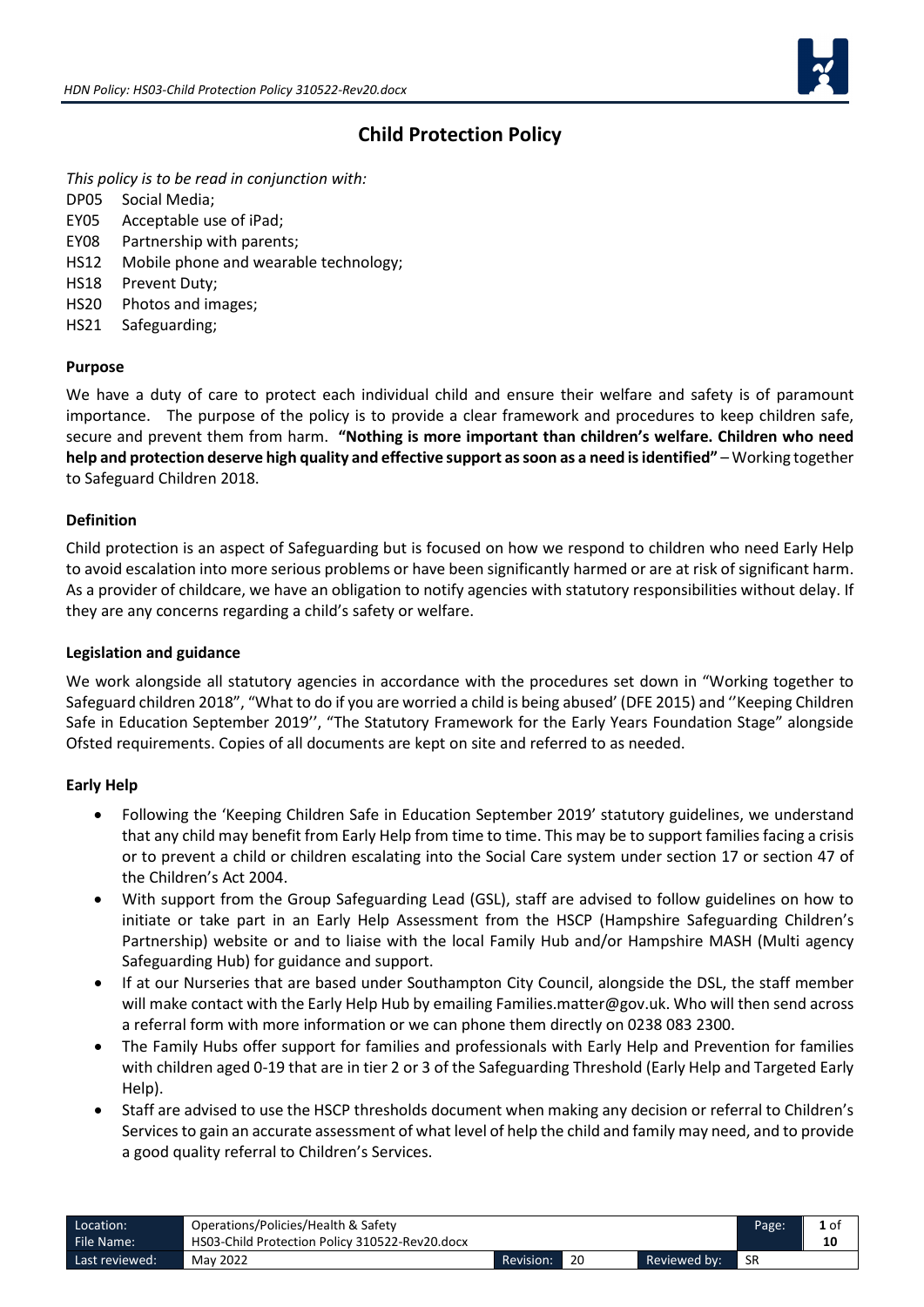# Child Protection Policy

*This policy is to be read in conjunction with:*

DP05 Social Media;
EY05 Acceptable use of iPad;
EY08 Partnership with parents;
HS12 Mobile phone and wearable technology;
HS18 Prevent Duty;
HS20 Photos and images;
HS21 Safeguarding;

**Purpose**

We have a duty of care to protect each individual child and ensure their welfare and safety is of paramount importance. The purpose of the policy is to provide a clear framework and procedures to keep children safe, secure and prevent them from harm. **"Nothing is more important than children's welfare. Children who need help and protection deserve high quality and effective support as soon as a need is identified"** – Working together to Safeguard Children 2018.

**Definition**

Child protection is an aspect of Safeguarding but is focused on how we respond to children who need Early Help to avoid escalation into more serious problems or have been significantly harmed or are at risk of significant harm. As a provider of childcare, we have an obligation to notify agencies with statutory responsibilities without delay. If they are any concerns regarding a child's safety or welfare.

**Legislation and guidance**

We work alongside all statutory agencies in accordance with the procedures set down in "Working together to Safeguard children 2018", "What to do if you are worried a child is being abused' (DFE 2015) and ''Keeping Children Safe in Education September 2019'', "The Statutory Framework for the Early Years Foundation Stage" alongside Ofsted requirements. Copies of all documents are kept on site and referred to as needed.

**Early Help**

- Following the 'Keeping Children Safe in Education September 2019' statutory guidelines, we understand that any child may benefit from Early Help from time to time. This may be to support families facing a crisis or to prevent a child or children escalating into the Social Care system under section 17 or section 47 of the Children's Act 2004.
- With support from the Group Safeguarding Lead (GSL), staff are advised to follow guidelines on how to initiate or take part in an Early Help Assessment from the HSCP (Hampshire Safeguarding Children's Partnership) website or and to liaise with the local Family Hub and/or Hampshire MASH (Multi agency Safeguarding Hub) for guidance and support.
- If at our Nurseries that are based under Southampton City Council, alongside the DSL, the staff member will make contact with the Early Help Hub by emailing Families.matter@gov.uk. Who will then send across a referral form with more information or we can phone them directly on 0238 083 2300.
- The Family Hubs offer support for families and professionals with Early Help and Prevention for families with children aged 0-19 that are in tier 2 or 3 of the Safeguarding Threshold (Early Help and Targeted Early Help).
- Staff are advised to use the HSCP thresholds document when making any decision or referral to Children's Services to gain an accurate assessment of what level of help the child and family may need, and to provide a good quality referral to Children's Services.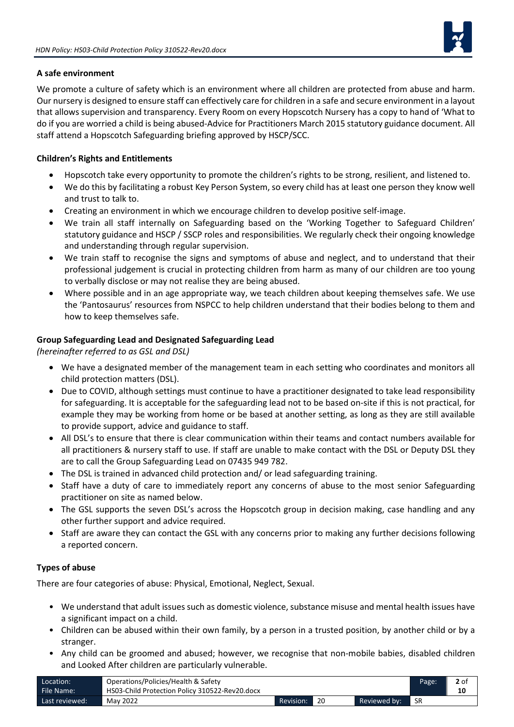**A safe environment**

We promote a culture of safety which is an environment where all children are protected from abuse and harm. Our nursery is designed to ensure staff can effectively care for children in a safe and secure environment in a layout that allows supervision and transparency. Every Room on every Hopscotch Nursery has a copy to hand of 'What to do if you are worried a child is being abused-Advice for Practitioners March 2015 statutory guidance document. All staff attend a Hopscotch Safeguarding briefing approved by HSCP/SCC.

**Children's Rights and Entitlements**

- Hopscotch take every opportunity to promote the children's rights to be strong, resilient, and listened to.
- We do this by facilitating a robust Key Person System, so every child has at least one person they know well and trust to talk to.
- Creating an environment in which we encourage children to develop positive self-image.
- We train all staff internally on Safeguarding based on the 'Working Together to Safeguard Children' statutory guidance and HSCP / SSCP roles and responsibilities. We regularly check their ongoing knowledge and understanding through regular supervision.
- We train staff to recognise the signs and symptoms of abuse and neglect, and to understand that their professional judgement is crucial in protecting children from harm as many of our children are too young to verbally disclose or may not realise they are being abused.
- Where possible and in an age appropriate way, we teach children about keeping themselves safe. We use the 'Pantosaurus' resources from NSPCC to help children understand that their bodies belong to them and how to keep themselves safe.

**Group Safeguarding Lead and Designated Safeguarding Lead**

*(hereinafter referred to as GSL and DSL)*

- We have a designated member of the management team in each setting who coordinates and monitors all child protection matters (DSL).
- Due to COVID, although settings must continue to have a practitioner designated to take lead responsibility for safeguarding. It is acceptable for the safeguarding lead not to be based on-site if this is not practical, for example they may be working from home or be based at another setting, as long as they are still available to provide support, advice and guidance to staff.
- All DSL's to ensure that there is clear communication within their teams and contact numbers available for all practitioners & nursery staff to use. If staff are unable to make contact with the DSL or Deputy DSL they are to call the Group Safeguarding Lead on 07435 949 782.
- The DSL is trained in advanced child protection and/ or lead safeguarding training.
- Staff have a duty of care to immediately report any concerns of abuse to the most senior Safeguarding practitioner on site as named below.
- The GSL supports the seven DSL's across the Hopscotch group in decision making, case handling and any other further support and advice required.
- Staff are aware they can contact the GSL with any concerns prior to making any further decisions following a reported concern.

**Types of abuse**

There are four categories of abuse: Physical, Emotional, Neglect, Sexual.

- We understand that adult issues such as domestic violence, substance misuse and mental health issues have a significant impact on a child.
- Children can be abused within their own family, by a person in a trusted position, by another child or by a stranger.
- Any child can be groomed and abused; however, we recognise that non-mobile babies, disabled children and Looked After children are particularly vulnerable.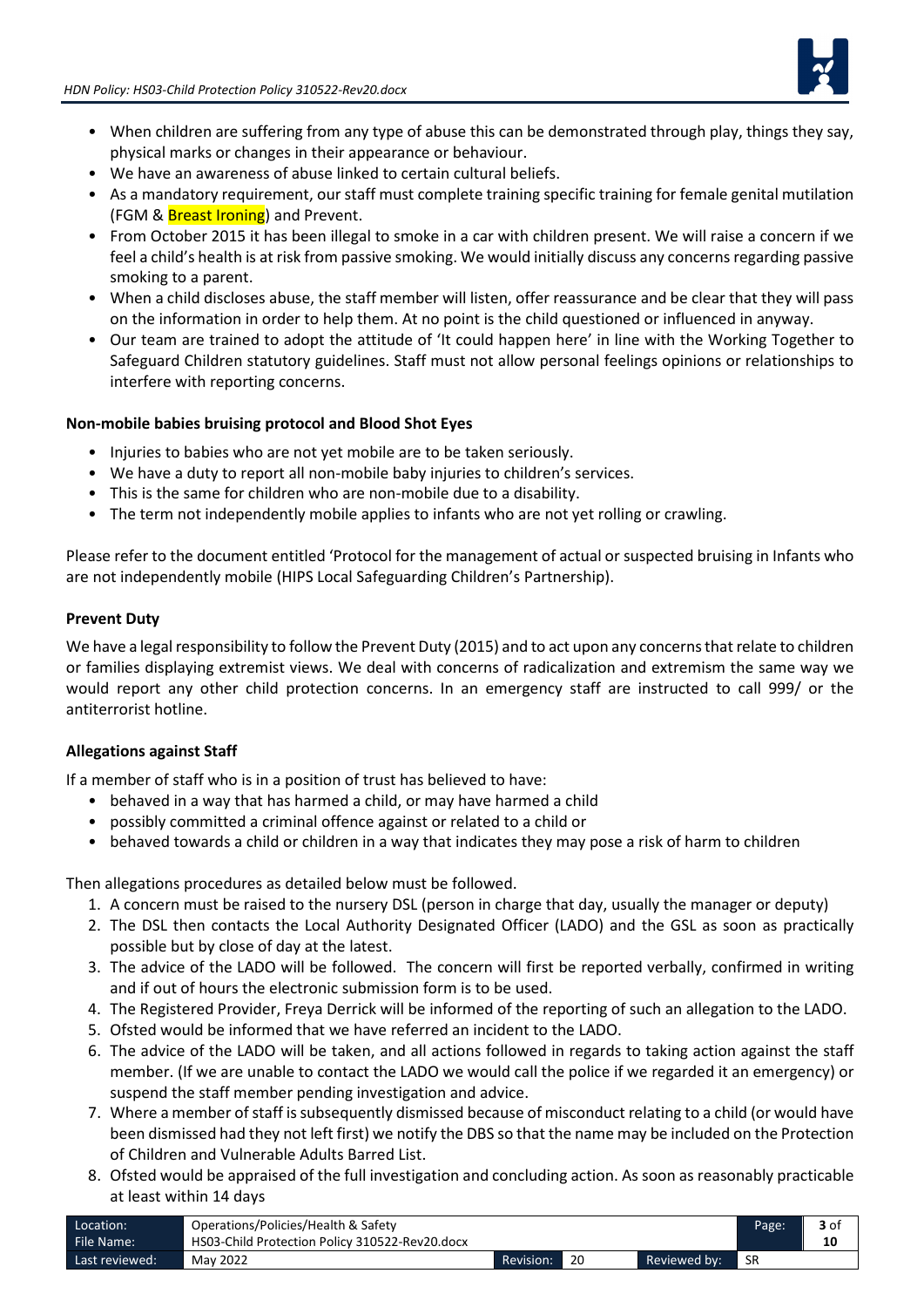- When children are suffering from any type of abuse this can be demonstrated through play, things they say, physical marks or changes in their appearance or behaviour.
- We have an awareness of abuse linked to certain cultural beliefs.
- As a mandatory requirement, our staff must complete training specific training for female genital mutilation (FGM & Breast Ironing) and Prevent.
- From October 2015 it has been illegal to smoke in a car with children present. We will raise a concern if we feel a child's health is at risk from passive smoking. We would initially discuss any concerns regarding passive smoking to a parent.
- When a child discloses abuse, the staff member will listen, offer reassurance and be clear that they will pass on the information in order to help them. At no point is the child questioned or influenced in anyway.
- Our team are trained to adopt the attitude of 'It could happen here' in line with the Working Together to Safeguard Children statutory guidelines. Staff must not allow personal feelings opinions or relationships to interfere with reporting concerns.

**Non-mobile babies bruising protocol and Blood Shot Eyes**

- Injuries to babies who are not yet mobile are to be taken seriously.
- We have a duty to report all non-mobile baby injuries to children's services.
- This is the same for children who are non-mobile due to a disability.
- The term not independently mobile applies to infants who are not yet rolling or crawling.

Please refer to the document entitled 'Protocol for the management of actual or suspected bruising in Infants who are not independently mobile (HIPS Local Safeguarding Children's Partnership).

**Prevent Duty**

We have a legal responsibility to follow the Prevent Duty (2015) and to act upon any concerns that relate to children or families displaying extremist views. We deal with concerns of radicalization and extremism the same way we would report any other child protection concerns. In an emergency staff are instructed to call 999/ or the antiterrorist hotline.

**Allegations against Staff**

If a member of staff who is in a position of trust has believed to have:

- behaved in a way that has harmed a child, or may have harmed a child
- possibly committed a criminal offence against or related to a child or
- behaved towards a child or children in a way that indicates they may pose a risk of harm to children

Then allegations procedures as detailed below must be followed.

1. A concern must be raised to the nursery DSL (person in charge that day, usually the manager or deputy)
2. The DSL then contacts the Local Authority Designated Officer (LADO) and the GSL as soon as practically possible but by close of day at the latest.
3. The advice of the LADO will be followed. The concern will first be reported verbally, confirmed in writing and if out of hours the electronic submission form is to be used.
4. The Registered Provider, Freya Derrick will be informed of the reporting of such an allegation to the LADO.
5. Ofsted would be informed that we have referred an incident to the LADO.
6. The advice of the LADO will be taken, and all actions followed in regards to taking action against the staff member. (If we are unable to contact the LADO we would call the police if we regarded it an emergency) or suspend the staff member pending investigation and advice.
7. Where a member of staff is subsequently dismissed because of misconduct relating to a child (or would have been dismissed had they not left first) we notify the DBS so that the name may be included on the Protection of Children and Vulnerable Adults Barred List.
8. Ofsted would be appraised of the full investigation and concluding action. As soon as reasonably practicable at least within 14 days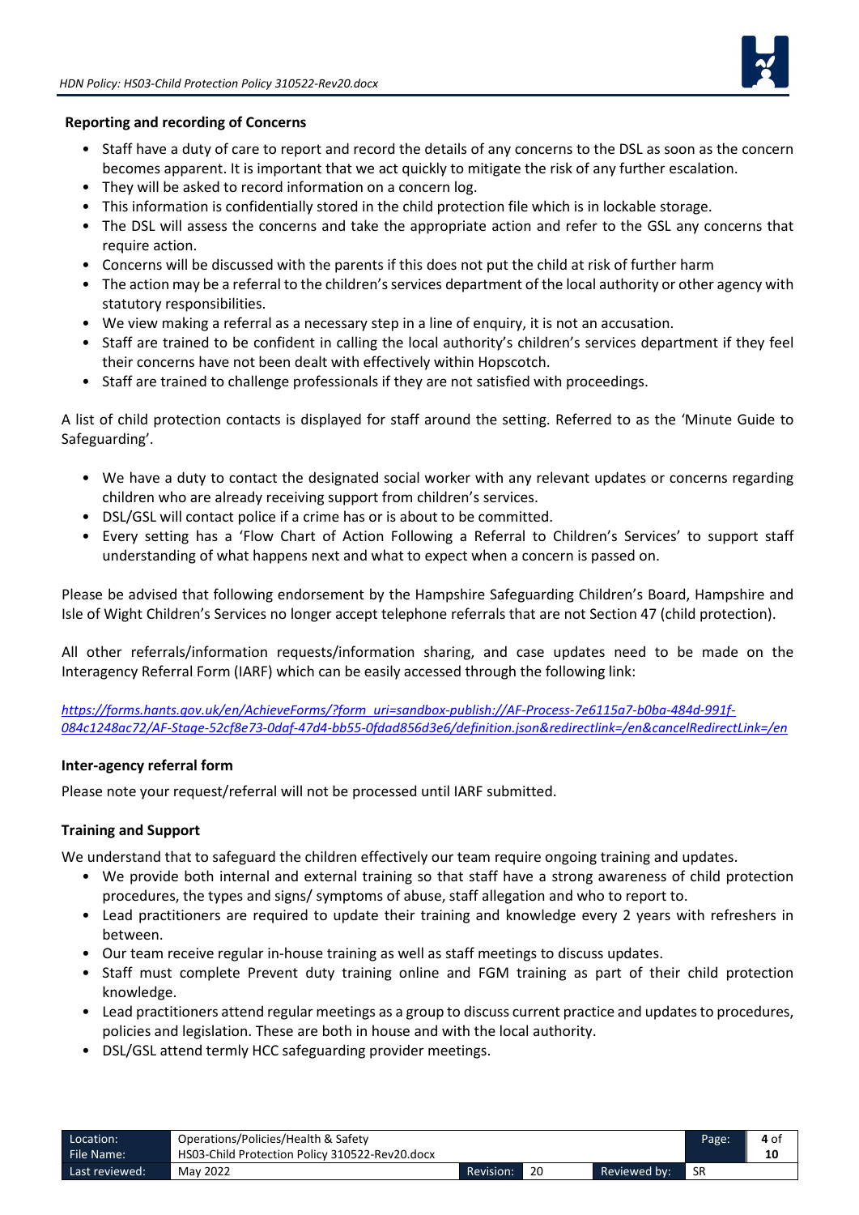### Reporting and recording of Concerns

- Staff have a duty of care to report and record the details of any concerns to the DSL as soon as the concern becomes apparent. It is important that we act quickly to mitigate the risk of any further escalation.
- They will be asked to record information on a concern log.
- This information is confidentially stored in the child protection file which is in lockable storage.
- The DSL will assess the concerns and take the appropriate action and refer to the GSL any concerns that require action.
- Concerns will be discussed with the parents if this does not put the child at risk of further harm
- The action may be a referral to the children's services department of the local authority or other agency with statutory responsibilities.
- We view making a referral as a necessary step in a line of enquiry, it is not an accusation.
- Staff are trained to be confident in calling the local authority's children's services department if they feel their concerns have not been dealt with effectively within Hopscotch.
- Staff are trained to challenge professionals if they are not satisfied with proceedings.

A list of child protection contacts is displayed for staff around the setting. Referred to as the 'Minute Guide to Safeguarding'.

- We have a duty to contact the designated social worker with any relevant updates or concerns regarding children who are already receiving support from children's services.
- DSL/GSL will contact police if a crime has or is about to be committed.
- Every setting has a 'Flow Chart of Action Following a Referral to Children's Services' to support staff understanding of what happens next and what to expect when a concern is passed on.

Please be advised that following endorsement by the Hampshire Safeguarding Children's Board, Hampshire and Isle of Wight Children's Services no longer accept telephone referrals that are not Section 47 (child protection).

All other referrals/information requests/information sharing, and case updates need to be made on the Interagency Referral Form (IARF) which can be easily accessed through the following link:

*https://forms.hants.gov.uk/en/AchieveForms/?form_uri=sandbox-publish://AF-Process-7e6115a7-b0ba-484d-991f-084c1248ac72/AF-Stage-52cf8e73-0daf-47d4-bb55-0fdad856d3e6/definition.json&redirectlink=/en&cancelRedirectLink=/en*

### Inter-agency referral form

Please note your request/referral will not be processed until IARF submitted.

### Training and Support

We understand that to safeguard the children effectively our team require ongoing training and updates.

- We provide both internal and external training so that staff have a strong awareness of child protection procedures, the types and signs/ symptoms of abuse, staff allegation and who to report to.
- Lead practitioners are required to update their training and knowledge every 2 years with refreshers in between.
- Our team receive regular in-house training as well as staff meetings to discuss updates.
- Staff must complete Prevent duty training online and FGM training as part of their child protection knowledge.
- Lead practitioners attend regular meetings as a group to discuss current practice and updates to procedures, policies and legislation. These are both in house and with the local authority.
- DSL/GSL attend termly HCC safeguarding provider meetings.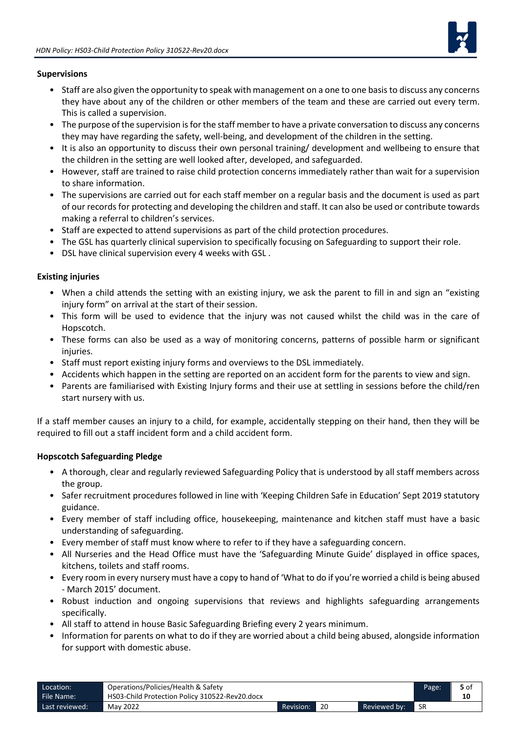### Supervisions

- Staff are also given the opportunity to speak with management on a one to one basis to discuss any concerns they have about any of the children or other members of the team and these are carried out every term. This is called a supervision.
- The purpose of the supervision is for the staff member to have a private conversation to discuss any concerns they may have regarding the safety, well-being, and development of the children in the setting.
- It is also an opportunity to discuss their own personal training/ development and wellbeing to ensure that the children in the setting are well looked after, developed, and safeguarded.
- However, staff are trained to raise child protection concerns immediately rather than wait for a supervision to share information.
- The supervisions are carried out for each staff member on a regular basis and the document is used as part of our records for protecting and developing the children and staff. It can also be used or contribute towards making a referral to children's services.
- Staff are expected to attend supervisions as part of the child protection procedures.
- The GSL has quarterly clinical supervision to specifically focusing on Safeguarding to support their role.
- DSL have clinical supervision every 4 weeks with GSL .

### Existing injuries

- When a child attends the setting with an existing injury, we ask the parent to fill in and sign an "existing injury form" on arrival at the start of their session.
- This form will be used to evidence that the injury was not caused whilst the child was in the care of Hopscotch.
- These forms can also be used as a way of monitoring concerns, patterns of possible harm or significant injuries.
- Staff must report existing injury forms and overviews to the DSL immediately.
- Accidents which happen in the setting are reported on an accident form for the parents to view and sign.
- Parents are familiarised with Existing Injury forms and their use at settling in sessions before the child/ren start nursery with us.

If a staff member causes an injury to a child, for example, accidentally stepping on their hand, then they will be required to fill out a staff incident form and a child accident form.

### Hopscotch Safeguarding Pledge

- A thorough, clear and regularly reviewed Safeguarding Policy that is understood by all staff members across the group.
- Safer recruitment procedures followed in line with 'Keeping Children Safe in Education' Sept 2019 statutory guidance.
- Every member of staff including office, housekeeping, maintenance and kitchen staff must have a basic understanding of safeguarding.
- Every member of staff must know where to refer to if they have a safeguarding concern.
- All Nurseries and the Head Office must have the 'Safeguarding Minute Guide' displayed in office spaces, kitchens, toilets and staff rooms.
- Every room in every nursery must have a copy to hand of 'What to do if you're worried a child is being abused - March 2015' document.
- Robust induction and ongoing supervisions that reviews and highlights safeguarding arrangements specifically.
- All staff to attend in house Basic Safeguarding Briefing every 2 years minimum.
- Information for parents on what to do if they are worried about a child being abused, alongside information for support with domestic abuse.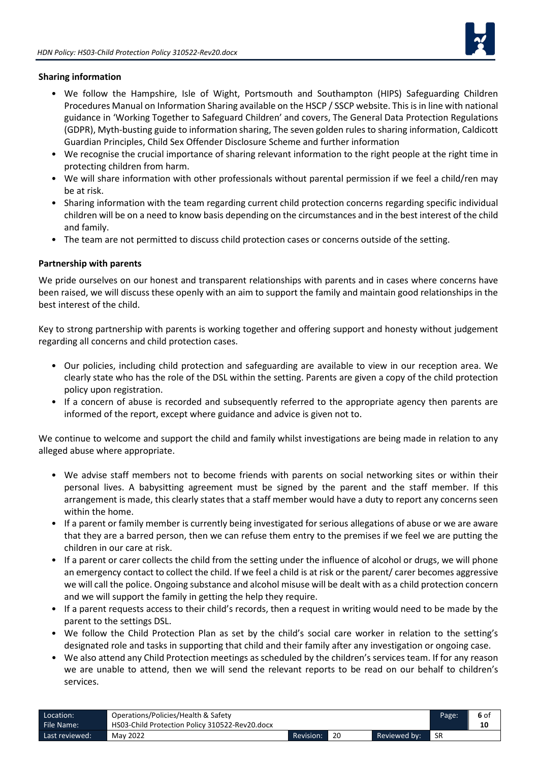**Sharing information**

- We follow the Hampshire, Isle of Wight, Portsmouth and Southampton (HIPS) Safeguarding Children Procedures Manual on Information Sharing available on the HSCP / SSCP website. This is in line with national guidance in 'Working Together to Safeguard Children' and covers, The General Data Protection Regulations (GDPR), Myth-busting guide to information sharing, The seven golden rules to sharing information, Caldicott Guardian Principles, Child Sex Offender Disclosure Scheme and further information
- We recognise the crucial importance of sharing relevant information to the right people at the right time in protecting children from harm.
- We will share information with other professionals without parental permission if we feel a child/ren may be at risk.
- Sharing information with the team regarding current child protection concerns regarding specific individual children will be on a need to know basis depending on the circumstances and in the best interest of the child and family.
- The team are not permitted to discuss child protection cases or concerns outside of the setting.

**Partnership with parents**

We pride ourselves on our honest and transparent relationships with parents and in cases where concerns have been raised, we will discuss these openly with an aim to support the family and maintain good relationships in the best interest of the child.

Key to strong partnership with parents is working together and offering support and honesty without judgement regarding all concerns and child protection cases.

- Our policies, including child protection and safeguarding are available to view in our reception area. We clearly state who has the role of the DSL within the setting. Parents are given a copy of the child protection policy upon registration.
- If a concern of abuse is recorded and subsequently referred to the appropriate agency then parents are informed of the report, except where guidance and advice is given not to.

We continue to welcome and support the child and family whilst investigations are being made in relation to any alleged abuse where appropriate.

- We advise staff members not to become friends with parents on social networking sites or within their personal lives. A babysitting agreement must be signed by the parent and the staff member. If this arrangement is made, this clearly states that a staff member would have a duty to report any concerns seen within the home.
- If a parent or family member is currently being investigated for serious allegations of abuse or we are aware that they are a barred person, then we can refuse them entry to the premises if we feel we are putting the children in our care at risk.
- If a parent or carer collects the child from the setting under the influence of alcohol or drugs, we will phone an emergency contact to collect the child. If we feel a child is at risk or the parent/ carer becomes aggressive we will call the police. Ongoing substance and alcohol misuse will be dealt with as a child protection concern and we will support the family in getting the help they require.
- If a parent requests access to their child's records, then a request in writing would need to be made by the parent to the settings DSL.
- We follow the Child Protection Plan as set by the child's social care worker in relation to the setting's designated role and tasks in supporting that child and their family after any investigation or ongoing case.
- We also attend any Child Protection meetings as scheduled by the children's services team. If for any reason we are unable to attend, then we will send the relevant reports to be read on our behalf to children's services.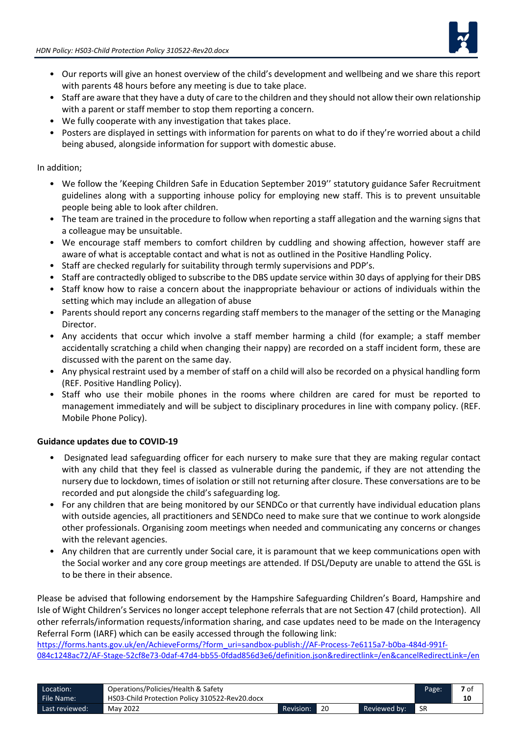- Our reports will give an honest overview of the child's development and wellbeing and we share this report with parents 48 hours before any meeting is due to take place.
- Staff are aware that they have a duty of care to the children and they should not allow their own relationship with a parent or staff member to stop them reporting a concern.
- We fully cooperate with any investigation that takes place.
- Posters are displayed in settings with information for parents on what to do if they're worried about a child being abused, alongside information for support with domestic abuse.

In addition;

- We follow the 'Keeping Children Safe in Education September 2019'' statutory guidance Safer Recruitment guidelines along with a supporting inhouse policy for employing new staff. This is to prevent unsuitable people being able to look after children.
- The team are trained in the procedure to follow when reporting a staff allegation and the warning signs that a colleague may be unsuitable.
- We encourage staff members to comfort children by cuddling and showing affection, however staff are aware of what is acceptable contact and what is not as outlined in the Positive Handling Policy.
- Staff are checked regularly for suitability through termly supervisions and PDP's.
- Staff are contractedly obliged to subscribe to the DBS update service within 30 days of applying for their DBS
- Staff know how to raise a concern about the inappropriate behaviour or actions of individuals within the setting which may include an allegation of abuse
- Parents should report any concerns regarding staff members to the manager of the setting or the Managing Director.
- Any accidents that occur which involve a staff member harming a child (for example; a staff member accidentally scratching a child when changing their nappy) are recorded on a staff incident form, these are discussed with the parent on the same day.
- Any physical restraint used by a member of staff on a child will also be recorded on a physical handling form (REF. Positive Handling Policy).
- Staff who use their mobile phones in the rooms where children are cared for must be reported to management immediately and will be subject to disciplinary procedures in line with company policy. (REF. Mobile Phone Policy).

**Guidance updates due to COVID-19**

- Designated lead safeguarding officer for each nursery to make sure that they are making regular contact with any child that they feel is classed as vulnerable during the pandemic, if they are not attending the nursery due to lockdown, times of isolation or still not returning after closure. These conversations are to be recorded and put alongside the child's safeguarding log.
- For any children that are being monitored by our SENDCo or that currently have individual education plans with outside agencies, all practitioners and SENDCo need to make sure that we continue to work alongside other professionals. Organising zoom meetings when needed and communicating any concerns or changes with the relevant agencies.
- Any children that are currently under Social care, it is paramount that we keep communications open with the Social worker and any core group meetings are attended. If DSL/Deputy are unable to attend the GSL is to be there in their absence.

Please be advised that following endorsement by the Hampshire Safeguarding Children's Board, Hampshire and Isle of Wight Children's Services no longer accept telephone referrals that are not Section 47 (child protection). All other referrals/information requests/information sharing, and case updates need to be made on the Interagency Referral Form (IARF) which can be easily accessed through the following link:
https://forms.hants.gov.uk/en/AchieveForms/?form_uri=sandbox-publish://AF-Process-7e6115a7-b0ba-484d-991f-084c1248ac72/AF-Stage-52cf8e73-0daf-47d4-bb55-0fdad856d3e6/definition.json&redirectlink=/en&cancelRedirectLink=/en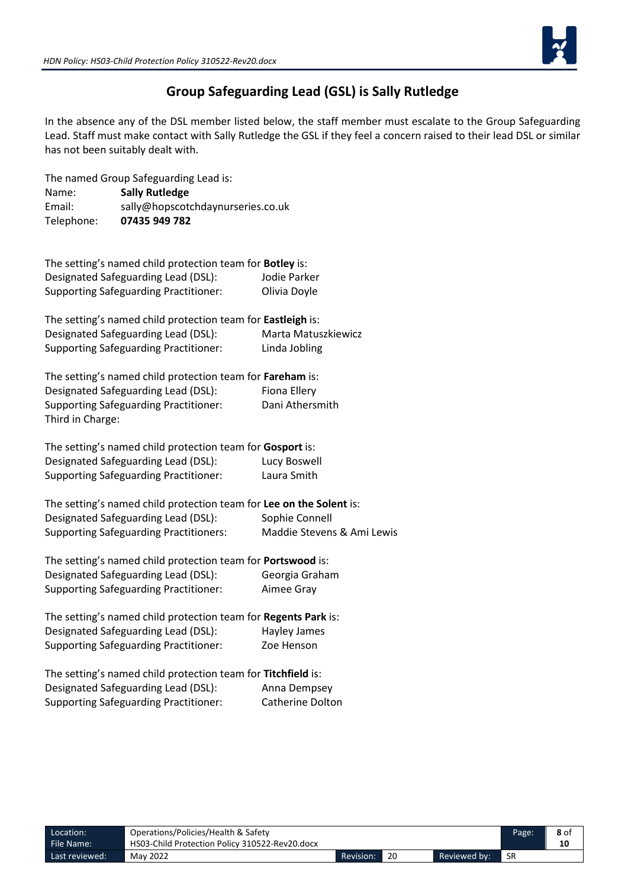## Group Safeguarding Lead (GSL) is Sally Rutledge

In the absence any of the DSL member listed below, the staff member must escalate to the Group Safeguarding Lead. Staff must make contact with Sally Rutledge the GSL if they feel a concern raised to their lead DSL or similar has not been suitably dealt with.

The named Group Safeguarding Lead is:
Name: **Sally Rutledge**
Email: sally@hopscotchdaynurseries.co.uk
Telephone: **07435 949 782**

The setting's named child protection team for **Botley** is:
Designated Safeguarding Lead (DSL): Jodie Parker
Supporting Safeguarding Practitioner: Olivia Doyle

The setting's named child protection team for **Eastleigh** is:
Designated Safeguarding Lead (DSL): Marta Matuszkiewicz
Supporting Safeguarding Practitioner: Linda Jobling

The setting's named child protection team for **Fareham** is:
Designated Safeguarding Lead (DSL): Fiona Ellery
Supporting Safeguarding Practitioner: Dani Athersmith
Third in Charge:

The setting's named child protection team for **Gosport** is:
Designated Safeguarding Lead (DSL): Lucy Boswell
Supporting Safeguarding Practitioner: Laura Smith

The setting's named child protection team for **Lee on the Solent** is:
Designated Safeguarding Lead (DSL): Sophie Connell
Supporting Safeguarding Practitioners: Maddie Stevens & Ami Lewis

The setting's named child protection team for **Portswood** is:
Designated Safeguarding Lead (DSL): Georgia Graham
Supporting Safeguarding Practitioner: Aimee Gray

The setting's named child protection team for **Regents Park** is:
Designated Safeguarding Lead (DSL): Hayley James
Supporting Safeguarding Practitioner: Zoe Henson

The setting's named child protection team for **Titchfield** is:
Designated Safeguarding Lead (DSL): Anna Dempsey
Supporting Safeguarding Practitioner: Catherine Dolton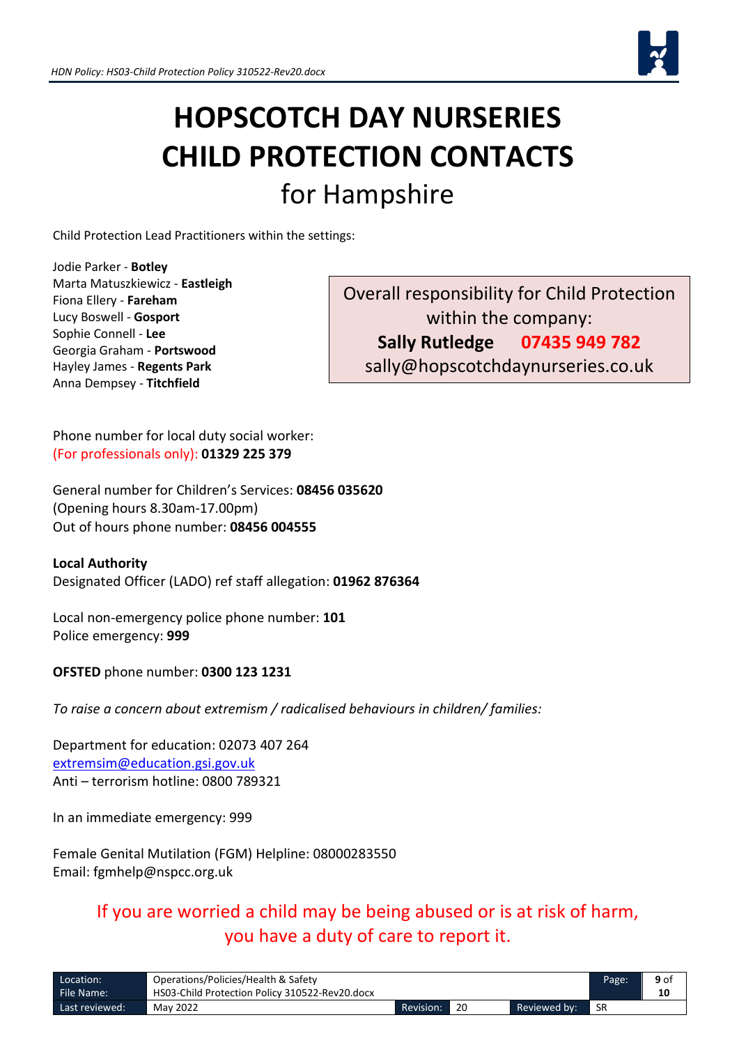# HOPSCOTCH DAY NURSERIES CHILD PROTECTION CONTACTS

## for Hampshire

Child Protection Lead Practitioners within the settings:

Jodie Parker - **Botley**
Marta Matuszkiewicz - **Eastleigh**
Fiona Ellery - **Fareham**
Lucy Boswell - **Gosport**
Sophie Connell - **Lee**
Georgia Graham - **Portswood**
Hayley James - **Regents Park**
Anna Dempsey - **Titchfield**

Overall responsibility for Child Protection within the company:
**Sally Rutledge** **07435 949 782**
sally@hopscotchdaynurseries.co.uk

Phone number for local duty social worker:
(For professionals only): **01329 225 379**

General number for Children's Services: **08456 035620**
(Opening hours 8.30am-17.00pm)
Out of hours phone number: **08456 004555**

**Local Authority**
Designated Officer (LADO) ref staff allegation: **01962 876364**

Local non-emergency police phone number: **101**
Police emergency: **999**

**OFSTED** phone number: **0300 123 1231**

*To raise a concern about extremism / radicalised behaviours in children/ families:*

Department for education: 02073 407 264
extremsim@education.gsi.gov.uk
Anti – terrorism hotline: 0800 789321

In an immediate emergency: 999

Female Genital Mutilation (FGM) Helpline: 08000283550
Email: fgmhelp@nspcc.org.uk

If you are worried a child may be being abused or is at risk of harm, you have a duty of care to report it.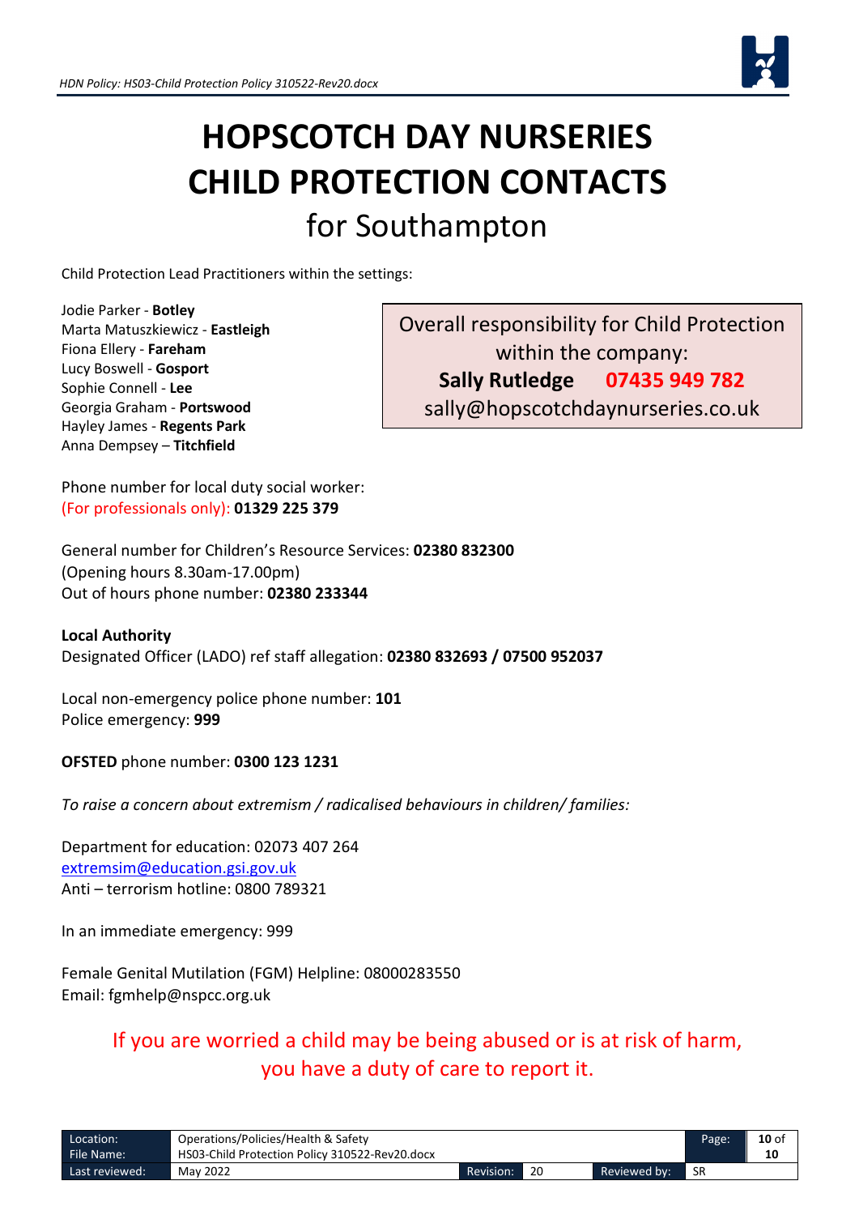# HOPSCOTCH DAY NURSERIES CHILD PROTECTION CONTACTS

## for Southampton

Child Protection Lead Practitioners within the settings:

Jodie Parker - **Botley**
Marta Matuszkiewicz - **Eastleigh**
Fiona Ellery - **Fareham**
Lucy Boswell - **Gosport**
Sophie Connell - **Lee**
Georgia Graham - **Portswood**
Hayley James - **Regents Park**
Anna Dempsey – **Titchfield**

Overall responsibility for Child Protection within the company:
**Sally Rutledge** **07435 949 782**
sally@hopscotchdaynurseries.co.uk

Phone number for local duty social worker:
(For professionals only): **01329 225 379**

General number for Children's Resource Services: **02380 832300**
(Opening hours 8.30am-17.00pm)
Out of hours phone number: **02380 233344**

**Local Authority**
Designated Officer (LADO) ref staff allegation: **02380 832693 / 07500 952037**

Local non-emergency police phone number: **101**
Police emergency: **999**

**OFSTED** phone number: **0300 123 1231**

*To raise a concern about extremism / radicalised behaviours in children/ families:*

Department for education: 02073 407 264
extremsim@education.gsi.gov.uk
Anti – terrorism hotline: 0800 789321

In an immediate emergency: 999

Female Genital Mutilation (FGM) Helpline: 08000283550
Email: fgmhelp@nspcc.org.uk

If you are worried a child may be being abused or is at risk of harm, you have a duty of care to report it.